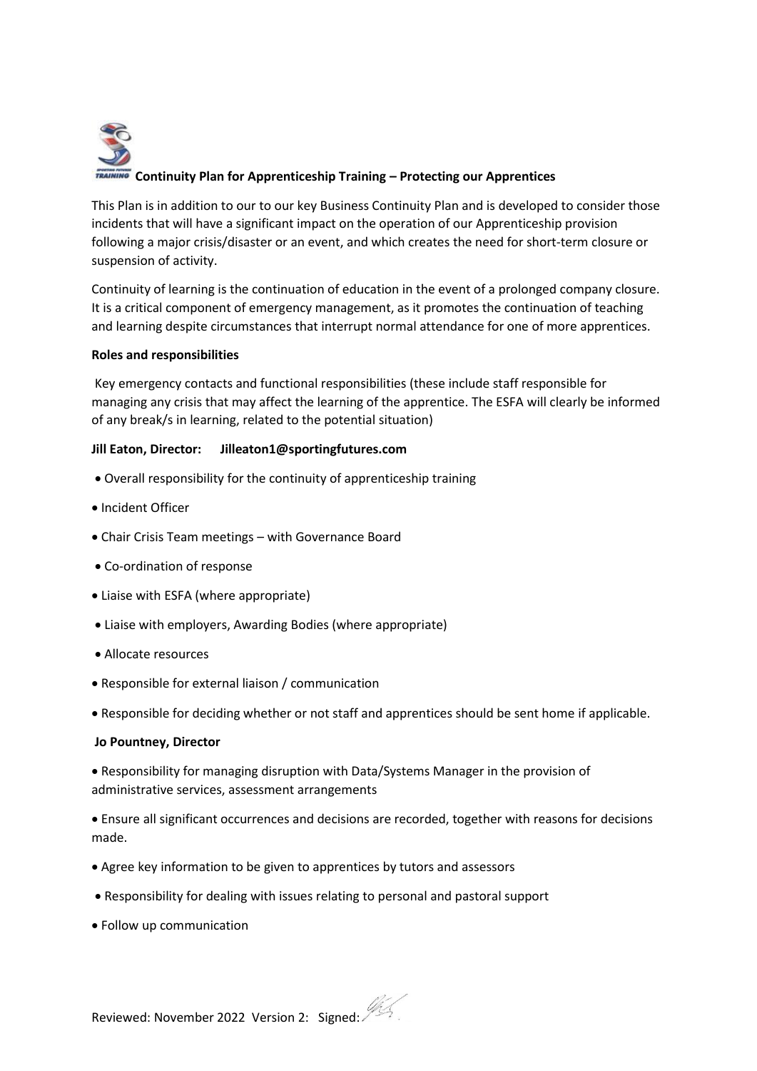# Continuity Plan for Apprenticeship Training – Protecting our Apprentices

This Plan is in addition to our to our key Business Continuity Plan and is developed to consider those incidents that will have a significant impact on the operation of our Apprenticeship provision following a major crisis/disaster or an event, and which creates the need for short-term closure or suspension of activity.

Continuity of learning is the continuation of education in the event of a prolonged company closure. It is a critical component of emergency management, as it promotes the continuation of teaching and learning despite circumstances that interrupt normal attendance for one of more apprentices.

**Roles and responsibilities**

Key emergency contacts and functional responsibilities (these include staff responsible for managing any crisis that may affect the learning of the apprentice. The ESFA will clearly be informed of any break/s in learning, related to the potential situation)

**Jill Eaton, Director: Jilleaton1@sportingfutures.com**

- Overall responsibility for the continuity of apprenticeship training
- Incident Officer
- Chair Crisis Team meetings – with Governance Board
- Co-ordination of response
- Liaise with ESFA (where appropriate)
- Liaise with employers, Awarding Bodies (where appropriate)
- Allocate resources
- Responsible for external liaison / communication
- Responsible for deciding whether or not staff and apprentices should be sent home if applicable.

**Jo Pountney, Director**

- Responsibility for managing disruption with Data/Systems Manager in the provision of administrative services, assessment arrangements
- Ensure all significant occurrences and decisions are recorded, together with reasons for decisions made.
- Agree key information to be given to apprentices by tutors and assessors
- Responsibility for dealing with issues relating to personal and pastoral support
- Follow up communication

Reviewed: November 2022 Version 2: Signed: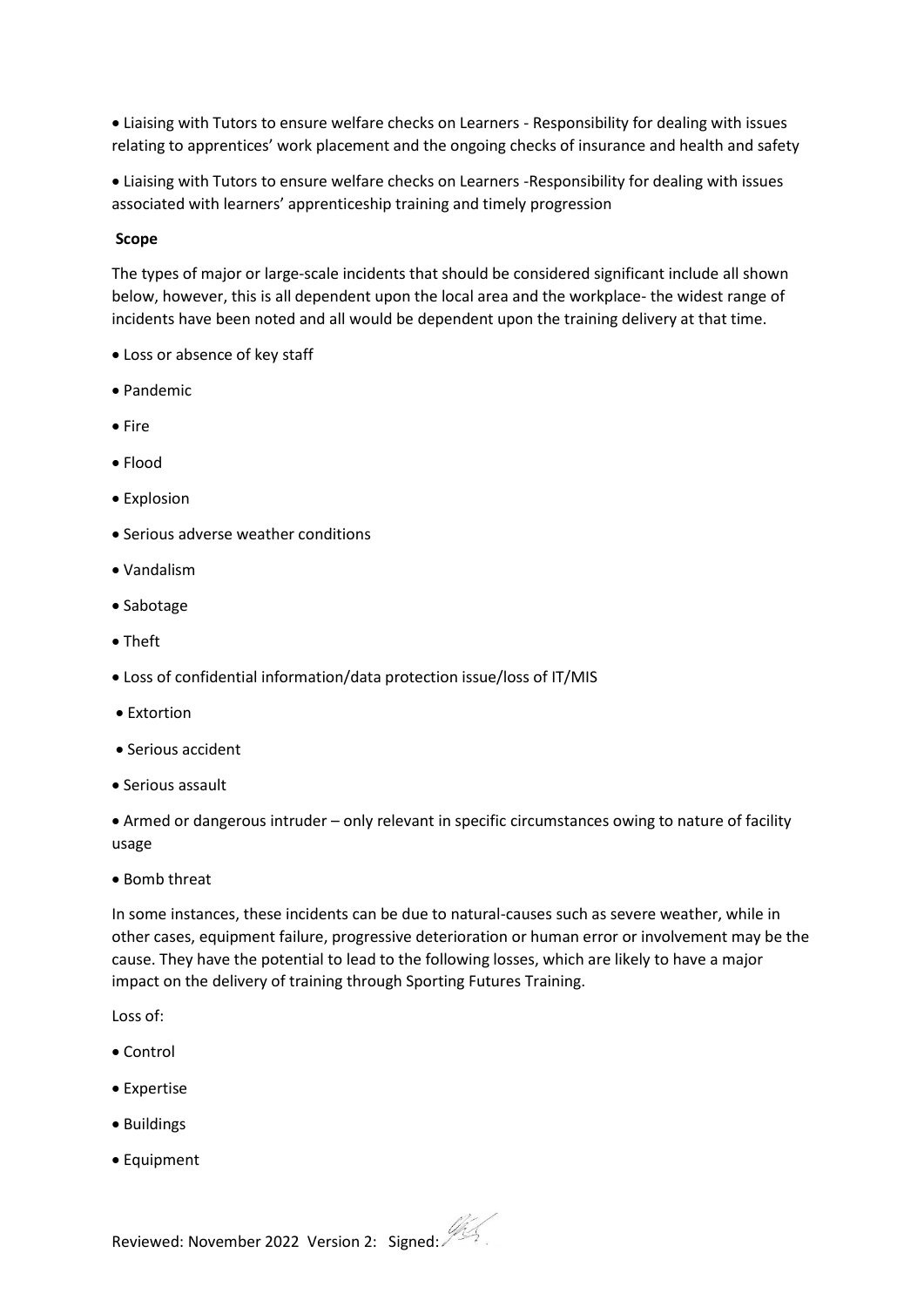- Liaising with Tutors to ensure welfare checks on Learners - Responsibility for dealing with issues relating to apprentices' work placement and the ongoing checks of insurance and health and safety
- Liaising with Tutors to ensure welfare checks on Learners -Responsibility for dealing with issues associated with learners' apprenticeship training and timely progression

**Scope**

The types of major or large-scale incidents that should be considered significant include all shown below, however, this is all dependent upon the local area and the workplace- the widest range of incidents have been noted and all would be dependent upon the training delivery at that time.

- Loss or absence of key staff
- Pandemic
- Fire
- Flood
- Explosion
- Serious adverse weather conditions
- Vandalism
- Sabotage
- Theft
- Loss of confidential information/data protection issue/loss of IT/MIS
- Extortion
- Serious accident
- Serious assault
- Armed or dangerous intruder – only relevant in specific circumstances owing to nature of facility usage
- Bomb threat

In some instances, these incidents can be due to natural-causes such as severe weather, while in other cases, equipment failure, progressive deterioration or human error or involvement may be the cause. They have the potential to lead to the following losses, which are likely to have a major impact on the delivery of training through Sporting Futures Training.

Loss of:

- Control
- Expertise
- Buildings
- Equipment

Reviewed: November 2022 Version 2: Signed: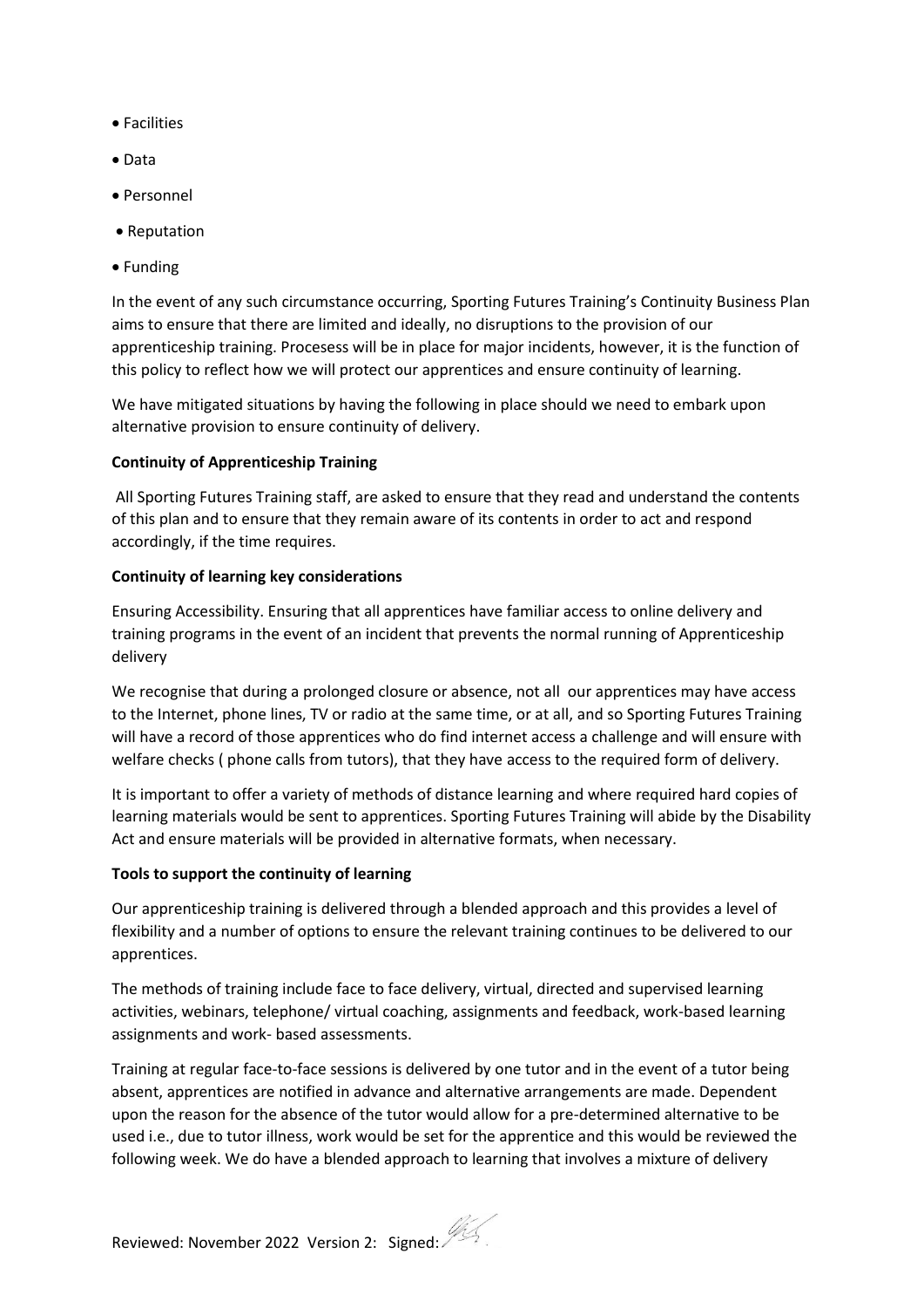- Facilities
- Data
- Personnel
- Reputation
- Funding

In the event of any such circumstance occurring, Sporting Futures Training's Continuity Business Plan aims to ensure that there are limited and ideally, no disruptions to the provision of our apprenticeship training. Procesess will be in place for major incidents, however, it is the function of this policy to reflect how we will protect our apprentices and ensure continuity of learning.

We have mitigated situations by having the following in place should we need to embark upon alternative provision to ensure continuity of delivery.

**Continuity of Apprenticeship Training**

All Sporting Futures Training staff, are asked to ensure that they read and understand the contents of this plan and to ensure that they remain aware of its contents in order to act and respond accordingly, if the time requires.

**Continuity of learning key considerations**

Ensuring Accessibility. Ensuring that all apprentices have familiar access to online delivery and training programs in the event of an incident that prevents the normal running of Apprenticeship delivery

We recognise that during a prolonged closure or absence, not all our apprentices may have access to the Internet, phone lines, TV or radio at the same time, or at all, and so Sporting Futures Training will have a record of those apprentices who do find internet access a challenge and will ensure with welfare checks ( phone calls from tutors), that they have access to the required form of delivery.

It is important to offer a variety of methods of distance learning and where required hard copies of learning materials would be sent to apprentices. Sporting Futures Training will abide by the Disability Act and ensure materials will be provided in alternative formats, when necessary.

**Tools to support the continuity of learning**

Our apprenticeship training is delivered through a blended approach and this provides a level of flexibility and a number of options to ensure the relevant training continues to be delivered to our apprentices.

The methods of training include face to face delivery, virtual, directed and supervised learning activities, webinars, telephone/ virtual coaching, assignments and feedback, work-based learning assignments and work- based assessments.

Training at regular face-to-face sessions is delivered by one tutor and in the event of a tutor being absent, apprentices are notified in advance and alternative arrangements are made. Dependent upon the reason for the absence of the tutor would allow for a pre-determined alternative to be used i.e., due to tutor illness, work would be set for the apprentice and this would be reviewed the following week. We do have a blended approach to learning that involves a mixture of delivery

Reviewed: November 2022 Version 2: Signed: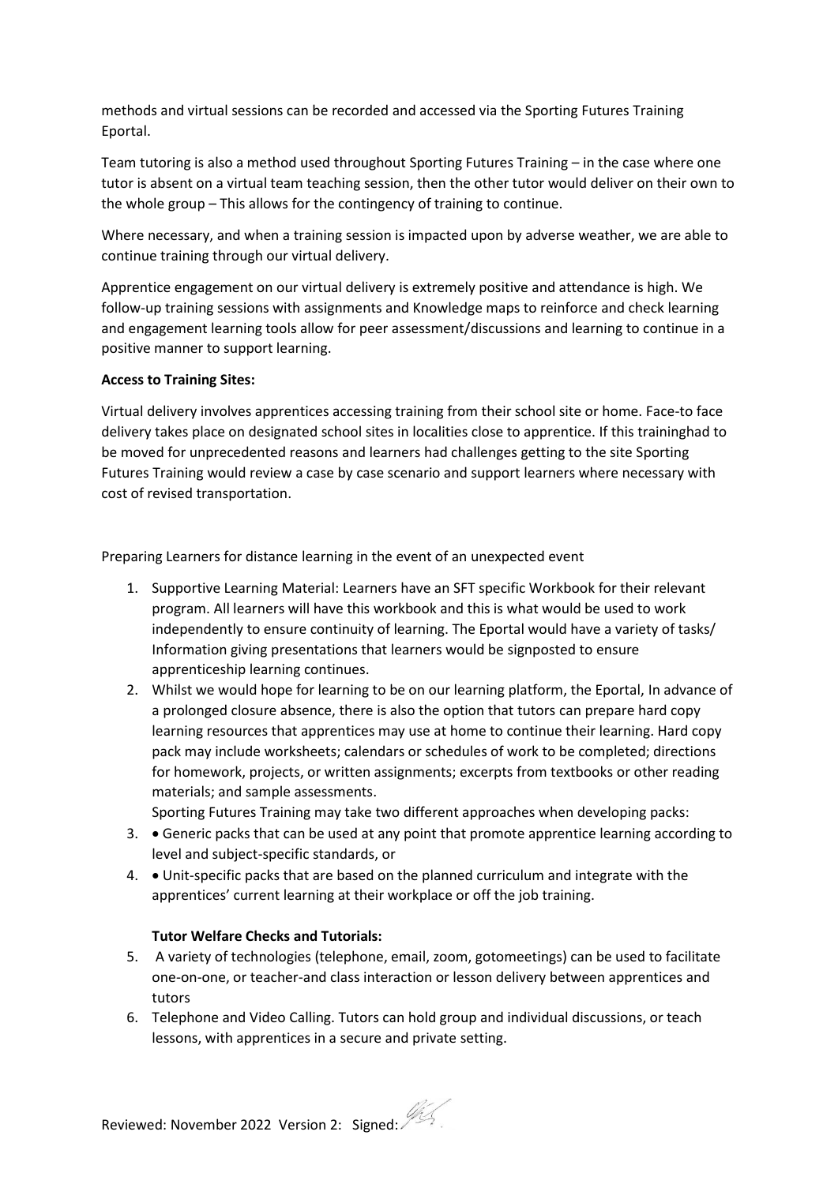methods and virtual sessions can be recorded and accessed via the Sporting Futures Training Eportal.

Team tutoring is also a method used throughout Sporting Futures Training – in the case where one tutor is absent on a virtual team teaching session, then the other tutor would deliver on their own to the whole group – This allows for the contingency of training to continue.

Where necessary, and when a training session is impacted upon by adverse weather, we are able to continue training through our virtual delivery.

Apprentice engagement on our virtual delivery is extremely positive and attendance is high. We follow-up training sessions with assignments and Knowledge maps to reinforce and check learning and engagement learning tools allow for peer assessment/discussions and learning to continue in a positive manner to support learning.

**Access to Training Sites:**

Virtual delivery involves apprentices accessing training from their school site or home. Face-to face delivery takes place on designated school sites in localities close to apprentice. If this traininghad to be moved for unprecedented reasons and learners had challenges getting to the site Sporting Futures Training would review a case by case scenario and support learners where necessary with cost of revised transportation.

Preparing Learners for distance learning in the event of an unexpected event

1. Supportive Learning Material: Learners have an SFT specific Workbook for their relevant program. All learners will have this workbook and this is what would be used to work independently to ensure continuity of learning. The Eportal would have a variety of tasks/ Information giving presentations that learners would be signposted to ensure apprenticeship learning continues.
2. Whilst we would hope for learning to be on our learning platform, the Eportal, In advance of a prolonged closure absence, there is also the option that tutors can prepare hard copy learning resources that apprentices may use at home to continue their learning. Hard copy pack may include worksheets; calendars or schedules of work to be completed; directions for homework, projects, or written assignments; excerpts from textbooks or other reading materials; and sample assessments.
   Sporting Futures Training may take two different approaches when developing packs:
3. • Generic packs that can be used at any point that promote apprentice learning according to level and subject-specific standards, or
4. • Unit-specific packs that are based on the planned curriculum and integrate with the apprentices' current learning at their workplace or off the job training.

   **Tutor Welfare Checks and Tutorials:**
5. A variety of technologies (telephone, email, zoom, gotomeetings) can be used to facilitate one-on-one, or teacher-and class interaction or lesson delivery between apprentices and tutors
6. Telephone and Video Calling. Tutors can hold group and individual discussions, or teach lessons, with apprentices in a secure and private setting.

Reviewed: November 2022 Version 2: Signed: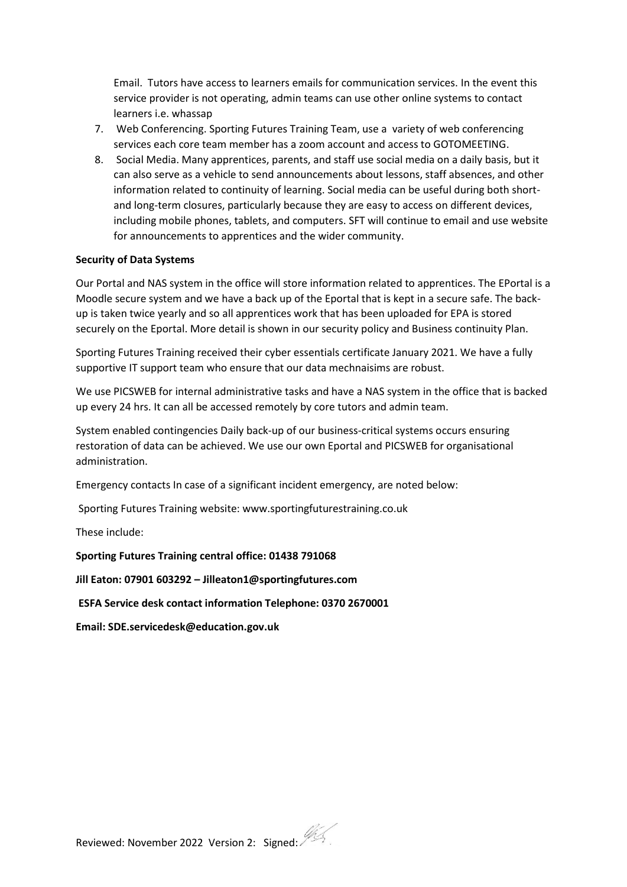Email. Tutors have access to learners emails for communication services. In the event this service provider is not operating, admin teams can use other online systems to contact learners i.e. whassap

7. Web Conferencing. Sporting Futures Training Team, use a variety of web conferencing services each core team member has a zoom account and access to GOTOMEETING.
8. Social Media. Many apprentices, parents, and staff use social media on a daily basis, but it can also serve as a vehicle to send announcements about lessons, staff absences, and other information related to continuity of learning. Social media can be useful during both short- and long-term closures, particularly because they are easy to access on different devices, including mobile phones, tablets, and computers. SFT will continue to email and use website for announcements to apprentices and the wider community.

**Security of Data Systems**

Our Portal and NAS system in the office will store information related to apprentices. The EPortal is a Moodle secure system and we have a back up of the Eportal that is kept in a secure safe. The back-up is taken twice yearly and so all apprentices work that has been uploaded for EPA is stored securely on the Eportal. More detail is shown in our security policy and Business continuity Plan.

Sporting Futures Training received their cyber essentials certificate January 2021. We have a fully supportive IT support team who ensure that our data mechnaisims are robust.

We use PICSWEB for internal administrative tasks and have a NAS system in the office that is backed up every 24 hrs. It can all be accessed remotely by core tutors and admin team.

System enabled contingencies Daily back-up of our business-critical systems occurs ensuring restoration of data can be achieved. We use our own Eportal and PICSWEB for organisational administration.

Emergency contacts In case of a significant incident emergency, are noted below:

Sporting Futures Training website: www.sportingfuturestraining.co.uk

These include:

**Sporting Futures Training central office: 01438 791068**

**Jill Eaton: 07901 603292 – Jilleaton1@sportingfutures.com**

**ESFA Service desk contact information Telephone: 0370 2670001**

**Email: SDE.servicedesk@education.gov.uk**

Reviewed: November 2022 Version 2: Signed: